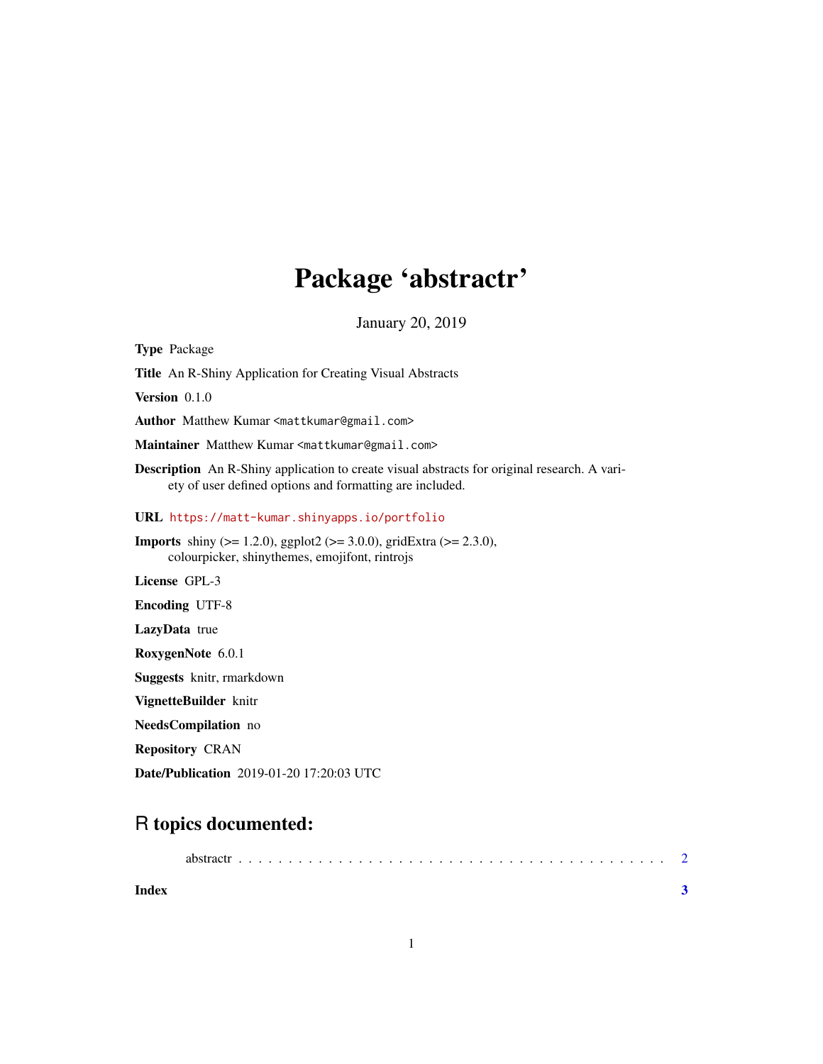# Package 'abstractr'

January 20, 2019

**Type** Package

**Title** An R-Shiny Application for Creating Visual Abstracts

**Version** 0.1.0

**Author** Matthew Kumar <mattkumar@gmail.com>

**Maintainer** Matthew Kumar <mattkumar@gmail.com>

**Description** An R-Shiny application to create visual abstracts for original research. A variety of user defined options and formatting are included.

**URL** https://matt-kumar.shinyapps.io/portfolio

**Imports** shiny (>= 1.2.0), ggplot2 (>= 3.0.0), gridExtra (>= 2.3.0), colourpicker, shinythemes, emojifont, rintrojs

**License** GPL-3

**Encoding** UTF-8

**LazyData** true

**RoxygenNote** 6.0.1

**Suggests** knitr, rmarkdown

**VignetteBuilder** knitr

**NeedsCompilation** no

**Repository** CRAN

**Date/Publication** 2019-01-20 17:20:03 UTC

## R topics documented:

abstractr . . . . . . . . . . . . . . . . . . . . . . . . . . . . . . . . . . . . . . . . 2

**Index** **3**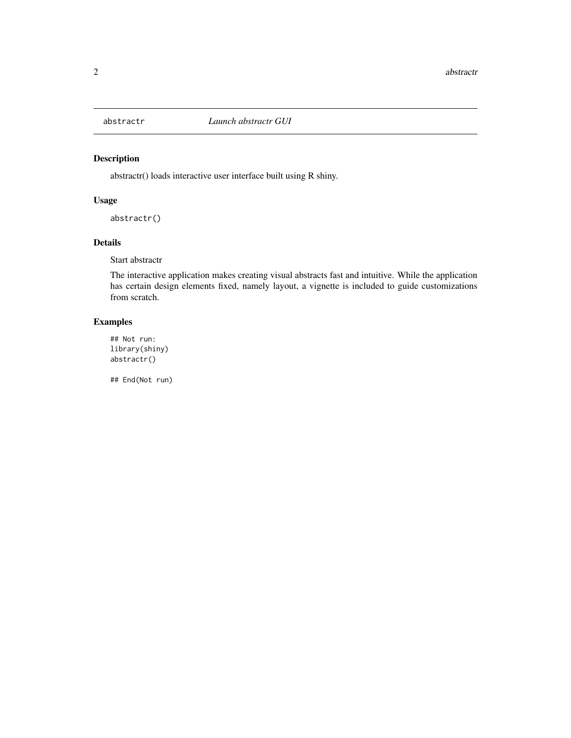## abstractr — *Launch abstractr GUI*

### Description

abstractr() loads interactive user interface built using R shiny.

### Usage

```
abstractr()
```

### Details

Start abstractr

The interactive application makes creating visual abstracts fast and intuitive. While the application has certain design elements fixed, namely layout, a vignette is included to guide customizations from scratch.

### Examples

```
## Not run:
library(shiny)
abstractr()

## End(Not run)
```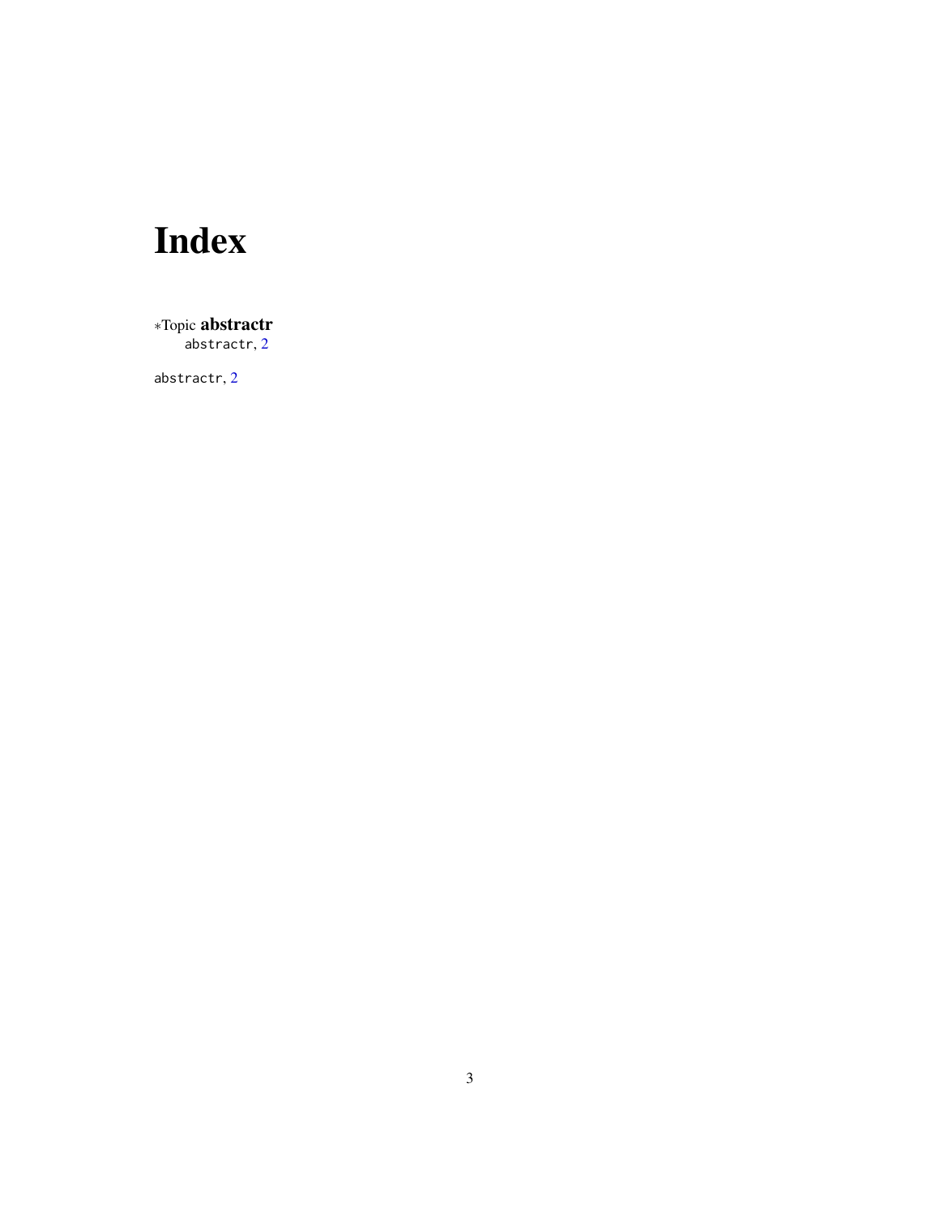# Index

∗Topic **abstractr**
    `abstractr`, 2

`abstractr`, 2